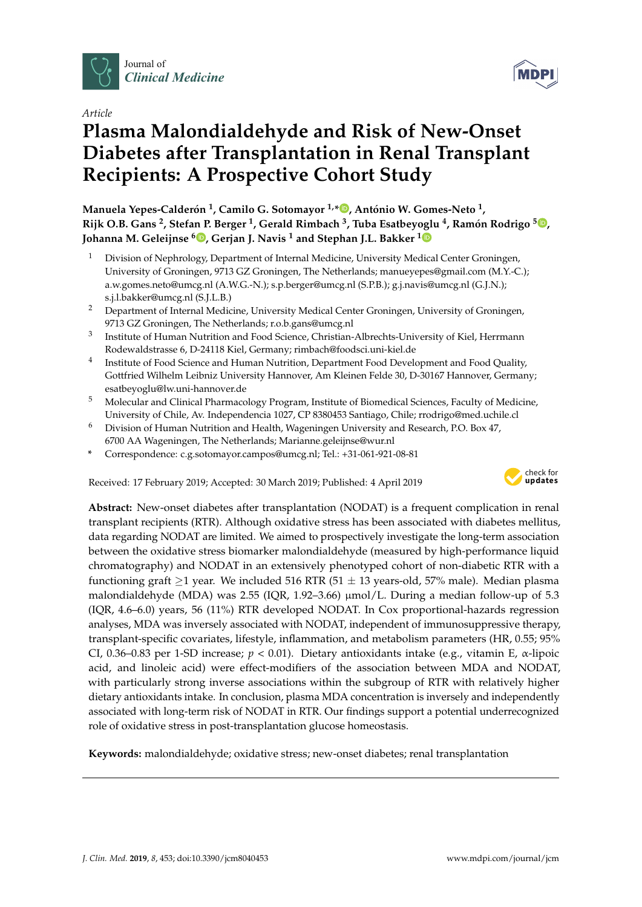*Journal of Clinical Medicine*

*Article*

# Plasma Malondialdehyde and Risk of New-Onset Diabetes after Transplantation in Renal Transplant Recipients: A Prospective Cohort Study

**Manuela Yepes-Calderón [1], Camilo G. Sotomayor [1,*], António W. Gomes-Neto [1], Rijk O.B. Gans [2], Stefan P. Berger [1], Gerald Rimbach [3], Tuba Esatbeyoglu [4], Ramón Rodrigo [5], Johanna M. Geleijnse [6], Gerjan J. Navis [1] and Stephan J.L. Bakker [1]**

1. Division of Nephrology, Department of Internal Medicine, University Medical Center Groningen, University of Groningen, 9713 GZ Groningen, The Netherlands; manueyepes@gmail.com (M.Y.-C.); a.w.gomes.neto@umcg.nl (A.W.G.-N.); s.p.berger@umcg.nl (S.P.B.); g.j.navis@umcg.nl (G.J.N.); s.j.l.bakker@umcg.nl (S.J.L.B.)
2. Department of Internal Medicine, University Medical Center Groningen, University of Groningen, 9713 GZ Groningen, The Netherlands; r.o.b.gans@umcg.nl
3. Institute of Human Nutrition and Food Science, Christian-Albrechts-University of Kiel, Herrmann Rodewaldstrasse 6, D-24118 Kiel, Germany; rimbach@foodsci.uni-kiel.de
4. Institute of Food Science and Human Nutrition, Department Food Development and Food Quality, Gottfried Wilhelm Leibniz University Hannover, Am Kleinen Felde 30, D-30167 Hannover, Germany; esatbeyoglu@lw.uni-hannover.de
5. Molecular and Clinical Pharmacology Program, Institute of Biomedical Sciences, Faculty of Medicine, University of Chile, Av. Independencia 1027, CP 8380453 Santiago, Chile; rrodrigo@med.uchile.cl
6. Division of Human Nutrition and Health, Wageningen University and Research, P.O. Box 47, 6700 AA Wageningen, The Netherlands; Marianne.geleijnse@wur.nl

\* Correspondence: c.g.sotomayor.campos@umcg.nl; Tel.: +31-061-921-08-81

Received: 17 February 2019; Accepted: 30 March 2019; Published: 4 April 2019

**Abstract:** New-onset diabetes after transplantation (NODAT) is a frequent complication in renal transplant recipients (RTR). Although oxidative stress has been associated with diabetes mellitus, data regarding NODAT are limited. We aimed to prospectively investigate the long-term association between the oxidative stress biomarker malondialdehyde (measured by high-performance liquid chromatography) and NODAT in an extensively phenotyped cohort of non-diabetic RTR with a functioning graft ≥1 year. We included 516 RTR (51 ± 13 years-old, 57% male). Median plasma malondialdehyde (MDA) was 2.55 (IQR, 1.92–3.66) µmol/L. During a median follow-up of 5.3 (IQR, 4.6–6.0) years, 56 (11%) RTR developed NODAT. In Cox proportional-hazards regression analyses, MDA was inversely associated with NODAT, independent of immunosuppressive therapy, transplant-specific covariates, lifestyle, inflammation, and metabolism parameters (HR, 0.55; 95% CI, 0.36–0.83 per 1-SD increase; $p < 0.01$). Dietary antioxidants intake (e.g., vitamin E, α-lipoic acid, and linoleic acid) were effect-modifiers of the association between MDA and NODAT, with particularly strong inverse associations within the subgroup of RTR with relatively higher dietary antioxidants intake. In conclusion, plasma MDA concentration is inversely and independently associated with long-term risk of NODAT in RTR. Our findings support a potential underrecognized role of oxidative stress in post-transplantation glucose homeostasis.

**Keywords:** malondialdehyde; oxidative stress; new-onset diabetes; renal transplantation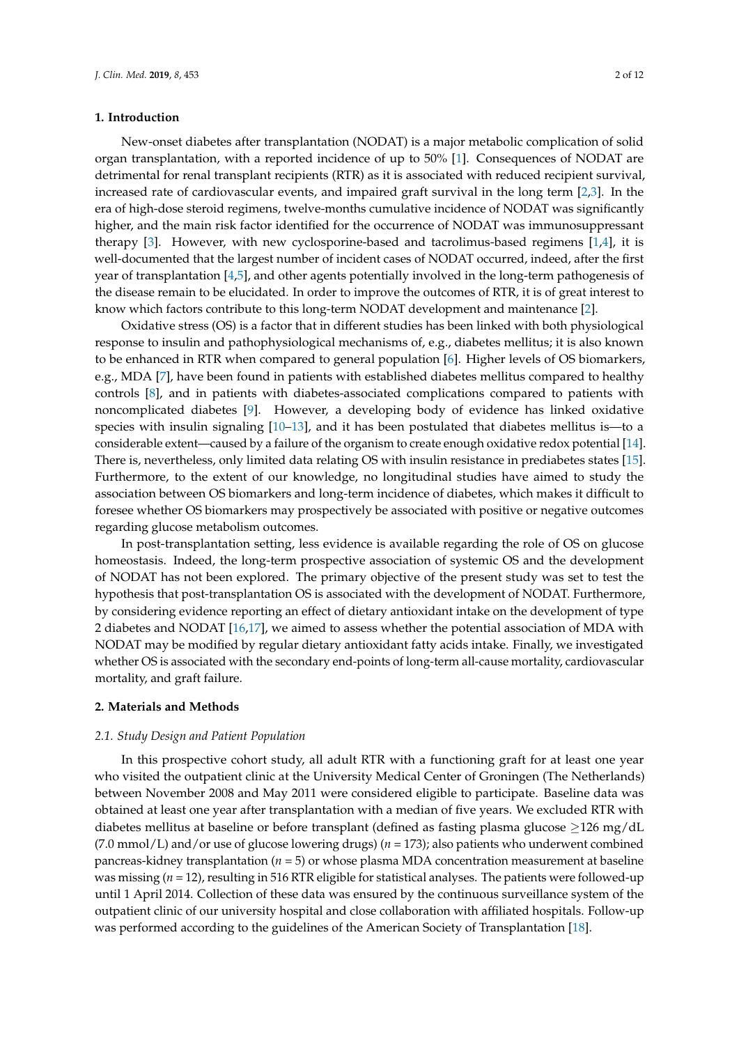## 1. Introduction

New-onset diabetes after transplantation (NODAT) is a major metabolic complication of solid organ transplantation, with a reported incidence of up to 50% [1]. Consequences of NODAT are detrimental for renal transplant recipients (RTR) as it is associated with reduced recipient survival, increased rate of cardiovascular events, and impaired graft survival in the long term [2,3]. In the era of high-dose steroid regimens, twelve-months cumulative incidence of NODAT was significantly higher, and the main risk factor identified for the occurrence of NODAT was immunosuppressant therapy [3]. However, with new cyclosporine-based and tacrolimus-based regimens [1,4], it is well-documented that the largest number of incident cases of NODAT occurred, indeed, after the first year of transplantation [4,5], and other agents potentially involved in the long-term pathogenesis of the disease remain to be elucidated. In order to improve the outcomes of RTR, it is of great interest to know which factors contribute to this long-term NODAT development and maintenance [2].

Oxidative stress (OS) is a factor that in different studies has been linked with both physiological response to insulin and pathophysiological mechanisms of, e.g., diabetes mellitus; it is also known to be enhanced in RTR when compared to general population [6]. Higher levels of OS biomarkers, e.g., MDA [7], have been found in patients with established diabetes mellitus compared to healthy controls [8], and in patients with diabetes-associated complications compared to patients with noncomplicated diabetes [9]. However, a developing body of evidence has linked oxidative species with insulin signaling [10–13], and it has been postulated that diabetes mellitus is—to a considerable extent—caused by a failure of the organism to create enough oxidative redox potential [14]. There is, nevertheless, only limited data relating OS with insulin resistance in prediabetes states [15]. Furthermore, to the extent of our knowledge, no longitudinal studies have aimed to study the association between OS biomarkers and long-term incidence of diabetes, which makes it difficult to foresee whether OS biomarkers may prospectively be associated with positive or negative outcomes regarding glucose metabolism outcomes.

In post-transplantation setting, less evidence is available regarding the role of OS on glucose homeostasis. Indeed, the long-term prospective association of systemic OS and the development of NODAT has not been explored. The primary objective of the present study was set to test the hypothesis that post-transplantation OS is associated with the development of NODAT. Furthermore, by considering evidence reporting an effect of dietary antioxidant intake on the development of type 2 diabetes and NODAT [16,17], we aimed to assess whether the potential association of MDA with NODAT may be modified by regular dietary antioxidant fatty acids intake. Finally, we investigated whether OS is associated with the secondary end-points of long-term all-cause mortality, cardiovascular mortality, and graft failure.

## 2. Materials and Methods

### *2.1. Study Design and Patient Population*

In this prospective cohort study, all adult RTR with a functioning graft for at least one year who visited the outpatient clinic at the University Medical Center of Groningen (The Netherlands) between November 2008 and May 2011 were considered eligible to participate. Baseline data was obtained at least one year after transplantation with a median of five years. We excluded RTR with diabetes mellitus at baseline or before transplant (defined as fasting plasma glucose ≥126 mg/dL (7.0 mmol/L) and/or use of glucose lowering drugs) ($n$ = 173); also patients who underwent combined pancreas-kidney transplantation ($n$ = 5) or whose plasma MDA concentration measurement at baseline was missing ($n$ = 12), resulting in 516 RTR eligible for statistical analyses. The patients were followed-up until 1 April 2014. Collection of these data was ensured by the continuous surveillance system of the outpatient clinic of our university hospital and close collaboration with affiliated hospitals. Follow-up was performed according to the guidelines of the American Society of Transplantation [18].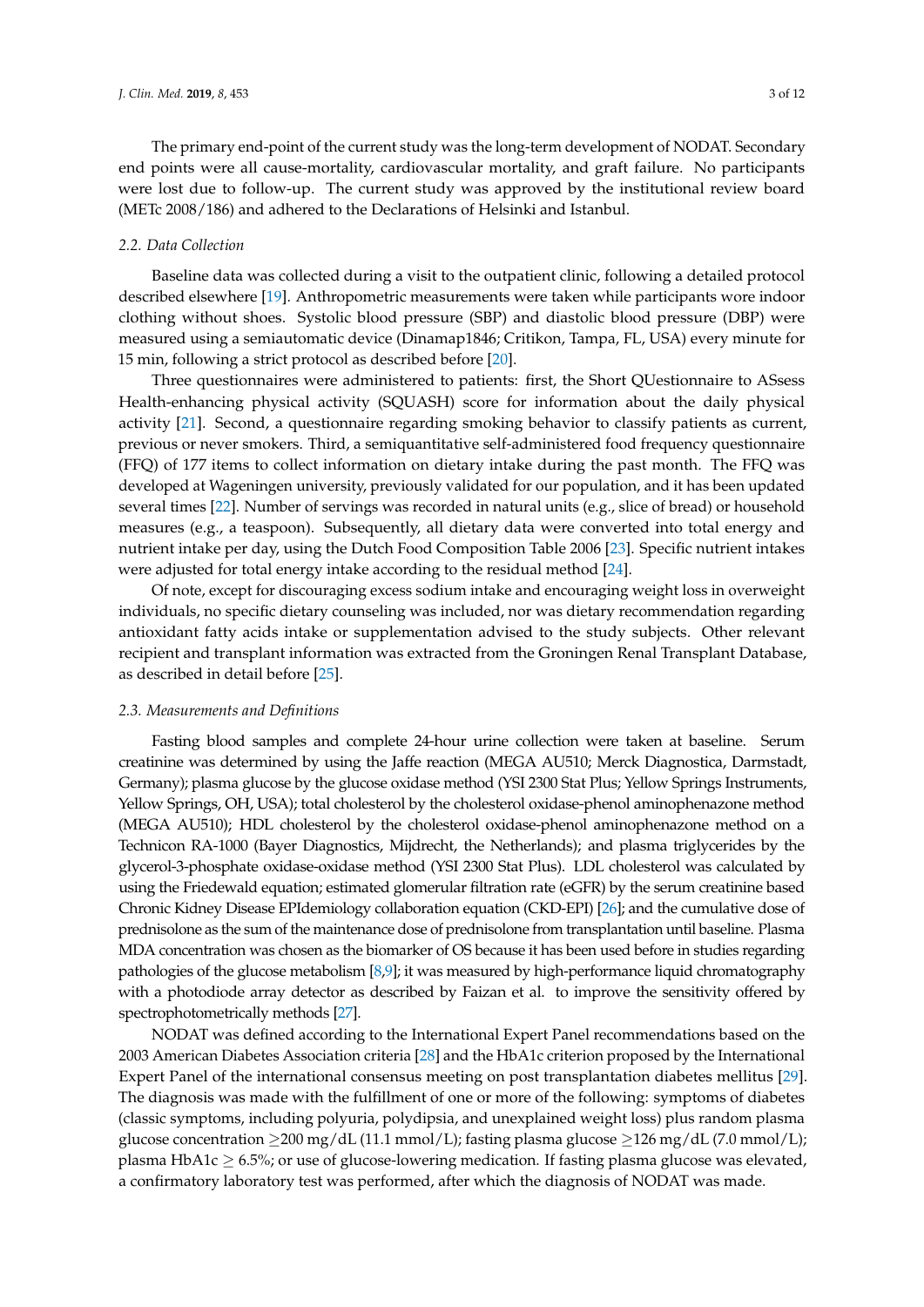The primary end-point of the current study was the long-term development of NODAT. Secondary end points were all cause-mortality, cardiovascular mortality, and graft failure. No participants were lost due to follow-up. The current study was approved by the institutional review board (METc 2008/186) and adhered to the Declarations of Helsinki and Istanbul.

### *2.2. Data Collection*

Baseline data was collected during a visit to the outpatient clinic, following a detailed protocol described elsewhere [19]. Anthropometric measurements were taken while participants wore indoor clothing without shoes. Systolic blood pressure (SBP) and diastolic blood pressure (DBP) were measured using a semiautomatic device (Dinamap1846; Critikon, Tampa, FL, USA) every minute for 15 min, following a strict protocol as described before [20].

Three questionnaires were administered to patients: first, the Short QUestionnaire to ASsess Health-enhancing physical activity (SQUASH) score for information about the daily physical activity [21]. Second, a questionnaire regarding smoking behavior to classify patients as current, previous or never smokers. Third, a semiquantitative self-administered food frequency questionnaire (FFQ) of 177 items to collect information on dietary intake during the past month. The FFQ was developed at Wageningen university, previously validated for our population, and it has been updated several times [22]. Number of servings was recorded in natural units (e.g., slice of bread) or household measures (e.g., a teaspoon). Subsequently, all dietary data were converted into total energy and nutrient intake per day, using the Dutch Food Composition Table 2006 [23]. Specific nutrient intakes were adjusted for total energy intake according to the residual method [24].

Of note, except for discouraging excess sodium intake and encouraging weight loss in overweight individuals, no specific dietary counseling was included, nor was dietary recommendation regarding antioxidant fatty acids intake or supplementation advised to the study subjects. Other relevant recipient and transplant information was extracted from the Groningen Renal Transplant Database, as described in detail before [25].

### *2.3. Measurements and Definitions*

Fasting blood samples and complete 24-hour urine collection were taken at baseline. Serum creatinine was determined by using the Jaffe reaction (MEGA AU510; Merck Diagnostica, Darmstadt, Germany); plasma glucose by the glucose oxidase method (YSI 2300 Stat Plus; Yellow Springs Instruments, Yellow Springs, OH, USA); total cholesterol by the cholesterol oxidase-phenol aminophenazone method (MEGA AU510); HDL cholesterol by the cholesterol oxidase-phenol aminophenazone method on a Technicon RA-1000 (Bayer Diagnostics, Mijdrecht, the Netherlands); and plasma triglycerides by the glycerol-3-phosphate oxidase-oxidase method (YSI 2300 Stat Plus). LDL cholesterol was calculated by using the Friedewald equation; estimated glomerular filtration rate (eGFR) by the serum creatinine based Chronic Kidney Disease EPIdemiology collaboration equation (CKD-EPI) [26]; and the cumulative dose of prednisolone as the sum of the maintenance dose of prednisolone from transplantation until baseline. Plasma MDA concentration was chosen as the biomarker of OS because it has been used before in studies regarding pathologies of the glucose metabolism [8,9]; it was measured by high-performance liquid chromatography with a photodiode array detector as described by Faizan et al. to improve the sensitivity offered by spectrophotometrically methods [27].

NODAT was defined according to the International Expert Panel recommendations based on the 2003 American Diabetes Association criteria [28] and the HbA1c criterion proposed by the International Expert Panel of the international consensus meeting on post transplantation diabetes mellitus [29]. The diagnosis was made with the fulfillment of one or more of the following: symptoms of diabetes (classic symptoms, including polyuria, polydipsia, and unexplained weight loss) plus random plasma glucose concentration $\geq$200 mg/dL (11.1 mmol/L); fasting plasma glucose $\geq$126 mg/dL (7.0 mmol/L); plasma HbA1c $\geq$ 6.5%; or use of glucose-lowering medication. If fasting plasma glucose was elevated, a confirmatory laboratory test was performed, after which the diagnosis of NODAT was made.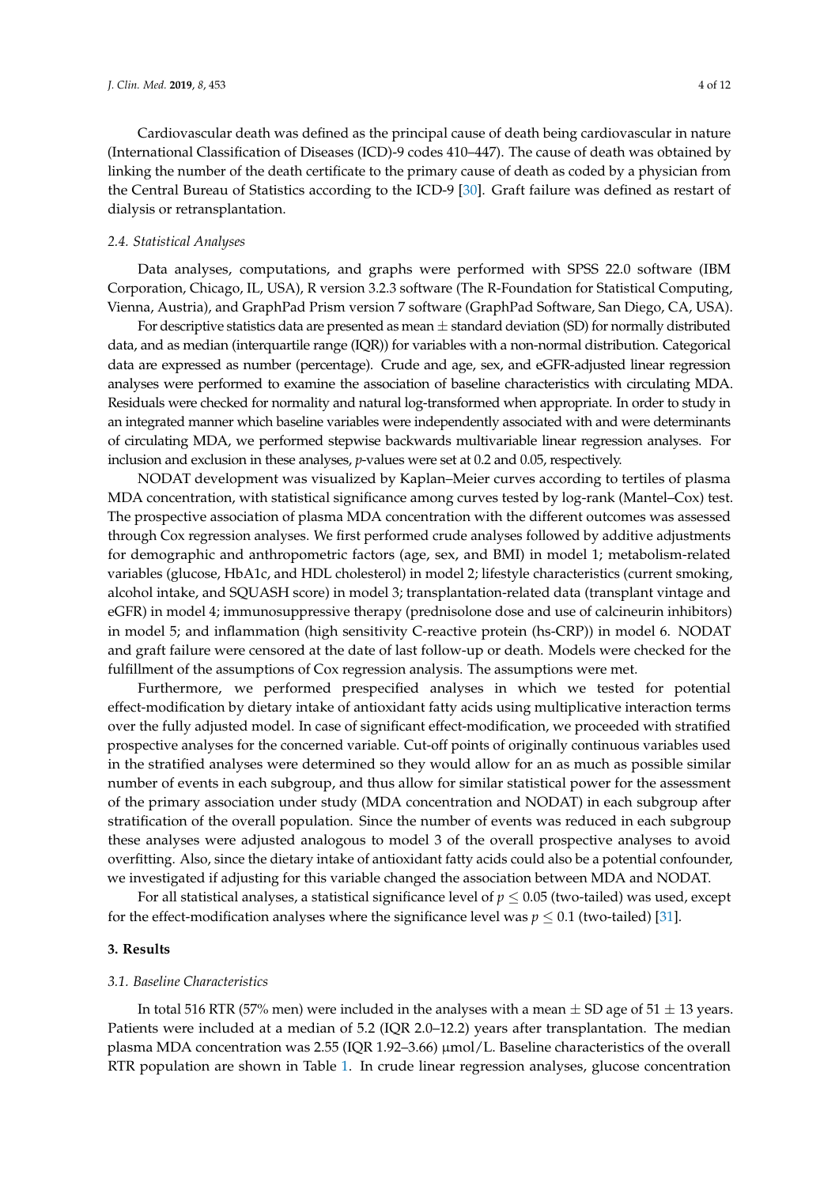Cardiovascular death was defined as the principal cause of death being cardiovascular in nature (International Classification of Diseases (ICD)-9 codes 410–447). The cause of death was obtained by linking the number of the death certificate to the primary cause of death as coded by a physician from the Central Bureau of Statistics according to the ICD-9 [30]. Graft failure was defined as restart of dialysis or retransplantation.

### 2.4. Statistical Analyses

Data analyses, computations, and graphs were performed with SPSS 22.0 software (IBM Corporation, Chicago, IL, USA), R version 3.2.3 software (The R-Foundation for Statistical Computing, Vienna, Austria), and GraphPad Prism version 7 software (GraphPad Software, San Diego, CA, USA).

For descriptive statistics data are presented as mean ± standard deviation (SD) for normally distributed data, and as median (interquartile range (IQR)) for variables with a non-normal distribution. Categorical data are expressed as number (percentage). Crude and age, sex, and eGFR-adjusted linear regression analyses were performed to examine the association of baseline characteristics with circulating MDA. Residuals were checked for normality and natural log-transformed when appropriate. In order to study in an integrated manner which baseline variables were independently associated with and were determinants of circulating MDA, we performed stepwise backwards multivariable linear regression analyses. For inclusion and exclusion in these analyses, $p$-values were set at 0.2 and 0.05, respectively.

NODAT development was visualized by Kaplan–Meier curves according to tertiles of plasma MDA concentration, with statistical significance among curves tested by log-rank (Mantel–Cox) test. The prospective association of plasma MDA concentration with the different outcomes was assessed through Cox regression analyses. We first performed crude analyses followed by additive adjustments for demographic and anthropometric factors (age, sex, and BMI) in model 1; metabolism-related variables (glucose, HbA1c, and HDL cholesterol) in model 2; lifestyle characteristics (current smoking, alcohol intake, and SQUASH score) in model 3; transplantation-related data (transplant vintage and eGFR) in model 4; immunosuppressive therapy (prednisolone dose and use of calcineurin inhibitors) in model 5; and inflammation (high sensitivity C-reactive protein (hs-CRP)) in model 6. NODAT and graft failure were censored at the date of last follow-up or death. Models were checked for the fulfillment of the assumptions of Cox regression analysis. The assumptions were met.

Furthermore, we performed prespecified analyses in which we tested for potential effect-modification by dietary intake of antioxidant fatty acids using multiplicative interaction terms over the fully adjusted model. In case of significant effect-modification, we proceeded with stratified prospective analyses for the concerned variable. Cut-off points of originally continuous variables used in the stratified analyses were determined so they would allow for an as much as possible similar number of events in each subgroup, and thus allow for similar statistical power for the assessment of the primary association under study (MDA concentration and NODAT) in each subgroup after stratification of the overall population. Since the number of events was reduced in each subgroup these analyses were adjusted analogous to model 3 of the overall prospective analyses to avoid overfitting. Also, since the dietary intake of antioxidant fatty acids could also be a potential confounder, we investigated if adjusting for this variable changed the association between MDA and NODAT.

For all statistical analyses, a statistical significance level of $p \leq 0.05$ (two-tailed) was used, except for the effect-modification analyses where the significance level was $p \leq 0.1$ (two-tailed) [31].

## 3. Results

### 3.1. Baseline Characteristics

In total 516 RTR (57% men) were included in the analyses with a mean ± SD age of 51 ± 13 years. Patients were included at a median of 5.2 (IQR 2.0–12.2) years after transplantation. The median plasma MDA concentration was 2.55 (IQR 1.92–3.66) μmol/L. Baseline characteristics of the overall RTR population are shown in Table 1. In crude linear regression analyses, glucose concentration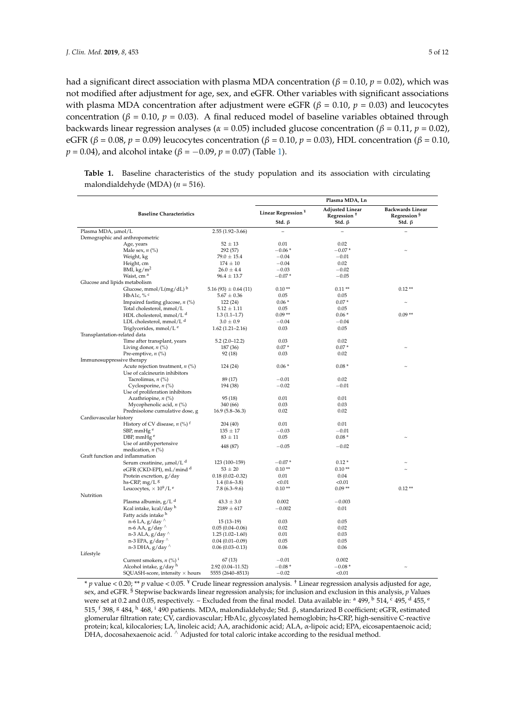had a significant direct association with plasma MDA concentration ($\beta = 0.10$, $p = 0.02$), which was not modified after adjustment for age, sex, and eGFR. Other variables with significant associations with plasma MDA concentration after adjustment were eGFR ($\beta = 0.10$, $p = 0.03$) and leucocytes concentration ($\beta = 0.10$, $p = 0.03$). A final reduced model of baseline variables obtained through backwards linear regression analyses ($\alpha = 0.05$) included glucose concentration ($\beta = 0.11$, $p = 0.02$), eGFR ($\beta = 0.08$, $p = 0.09$) leucocytes concentration ($\beta = 0.10$, $p = 0.03$), HDL concentration ($\beta = 0.10$, $p = 0.04$), and alcohol intake ($\beta = -0.09$, $p = 0.07$) (Table 1).

**Table 1.** Baseline characteristics of the study population and its association with circulating malondialdehyde (MDA) ($n = 516$).

| Baseline Characteristics | | Plasma MDA, Ln | | |
|---|---|---|---|---|
| | | Linear Regression [¥] Std. β | Adjusted Linear Regression [†] Std. β | Backwards Linear Regression [§] Std. β |
| Plasma MDA, μmol/L | 2.55 (1.92–3.66) | – | – | – |
| Demographic and anthropometric | | | | |
| Age, years | 52 ± 13 | 0.01 | 0.02 | |
| Male sex, n (%) | 292 (57) | −0.06 * | −0.07 * | ~ |
| Weight, kg | 79.0 ± 15.4 | −0.04 | −0.01 | |
| Height, cm | 174 ± 10 | −0.04 | 0.02 | |
| BMI, kg/m$^2$ | 26.0 ± 4.4 | −0.03 | −0.02 | |
| Waist, cm [a] | 96.4 ± 13.7 | −0.07 * | −0.05 | |
| Glucose and lipids metabolism | | | | |
| Glucose, mmol/L(mg/dL) [b] | 5.16 (93) ± 0.64 (11) | 0.10 ** | 0.11 ** | 0.12 ** |
| HbA1c, % [c] | 5.67 ± 0.36 | 0.05 | 0.05 | |
| Impaired fasting glucose, n (%) | 122 (24) | 0.06 * | 0.07 * | ~ |
| Total cholesterol, mmol/L | 5.12 ± 1.11 | 0.05 | 0.05 | |
| HDL cholesterol, mmol/L [d] | 1.3 (1.1–1.7) | 0.09 ** | 0.06 * | 0.09 ** |
| LDL cholesterol, mmol/L [d] | 3.0 ± 0.9 | −0.04 | −0.04 | |
| Triglycerides, mmol/L [e] | 1.62 (1.21–2.16) | 0.03 | 0.05 | |
| Transplantation-related data | | | | |
| Time after transplant, years | 5.2 (2.0–12.2) | 0.03 | 0.02 | |
| Living donor, n (%) | 187 (36) | 0.07 * | 0.07 * | ~ |
| Pre-emptive, n (%) | 92 (18) | 0.03 | 0.02 | |
| Immunosuppressive therapy | | | | |
| Acute rejection treatment, n (%) | 124 (24) | 0.06 * | 0.08 * | ~ |
| Use of calcineurin inhibitors | | | | |
| Tacrolimus, n (%) | 89 (17) | −0.01 | 0.02 | |
| Cyclosporine, n (%) | 194 (38) | −0.02 | −0.01 | |
| Use of proliferation inhibitors | | | | |
| Azathriopine, n (%) | 95 (18) | 0.01 | 0.01 | |
| Mycophenolic acid, n (%) | 340 (66) | 0.03 | 0.03 | |
| Prednisolone cumulative dose, g | 16.9 (5.8–36.3) | 0.02 | 0.02 | |
| Cardiovascular history | | | | |
| History of CV disease, n (%) [f] | 204 (40) | 0.01 | 0.01 | |
| SBP, mmHg [e] | 135 ± 17 | −0.03 | −0.01 | |
| DBP, mmHg [e] | 83 ± 11 | 0.05 | 0.08 * | ~ |
| Use of antihypertensive medication, n (%) | 448 (87) | −0.05 | −0.02 | |
| Graft function and inflammation | | | | |
| Serum creatinine, μmol/L [d] | 123 (100–159) | −0.07 * | 0.12 * | ~ |
| eGFR (CKD-EPI), mL/mind [d] | 53 ± 20 | 0.10 ** | 0.10 ** | ~ |
| Protein excretion, g/day | 0.18 (0.02–0.32) | 0.01 | 0.04 | |
| hs-CRP, mg/L [g] | 1.4 (0.6–3.8) | <0.01 | <0.01 | |
| Leucocytes, × 10$^9$/L [e] | 7.8 (6.3–9.6) | 0.10 ** | 0.09 ** | 0.12 ** |
| Nutrition | | | | |
| Plasma albumin, g/L [d] | 43.3 ± 3.0 | 0.002 | −0.003 | |
| Kcal intake, kcal/day [h] | 2189 ± 617 | −0.002 | 0.01 | |
| Fatty acids intake [h] | | | | |
| n-6 LA, g/day ^ | 15 (13–19) | 0.03 | 0.05 | |
| n-6 AA, g/day ^ | 0.05 (0.04–0.06) | 0.02 | 0.02 | |
| n-3 ALA, g/day ^ | 1.25 (1.02–1.60) | 0.01 | 0.03 | |
| n-3 EPA, g/day ^ | 0.04 (0.01–0.09) | 0.05 | 0.05 | |
| n-3 DHA, g/day ^ | 0.06 (0.03–0.13) | 0.06 | 0.06 | |
| Lifestyle | | | | |
| Current smokers, n (%) [i] | 67 (13) | −0.01 | 0.002 | |
| Alcohol intake, g/day [h] | 2.92 (0.04–11.52) | −0.08 * | −0.08 * | ~ |
| SQUASH-score, intensity × hours | 5555 (2640–8513) | −0.02 | <0.01 | |

* $p$ value < 0.20; ** $p$ value < 0.05. [¥] Crude linear regression analysis. [†] Linear regression analysis adjusted for age, sex, and eGFR. [§] Stepwise backwards linear regression analysis; for inclusion and exclusion in this analysis, $p$ Values were set at 0.2 and 0.05, respectively. ~ Excluded from the final model. Data available in: [a] 499, [b] 514, [c] 495, [d] 455, [e] 515, [f] 398, [g] 484, [h] 468, [i] 490 patients. MDA, malondialdehyde; Std. β, standarized B coefficient; eGFR, estimated glomerular filtration rate; CV, cardiovascular; HbA1c, glycosylated hemoglobin; hs-CRP, high-sensitive C-reactive protein; kcal, kilocalories; LA, linoleic acid; AA, arachidonic acid; ALA, α-lipoic acid; EPA, eicosapentaenoic acid; DHA, docosahexaenoic acid. ^ Adjusted for total caloric intake according to the residual method.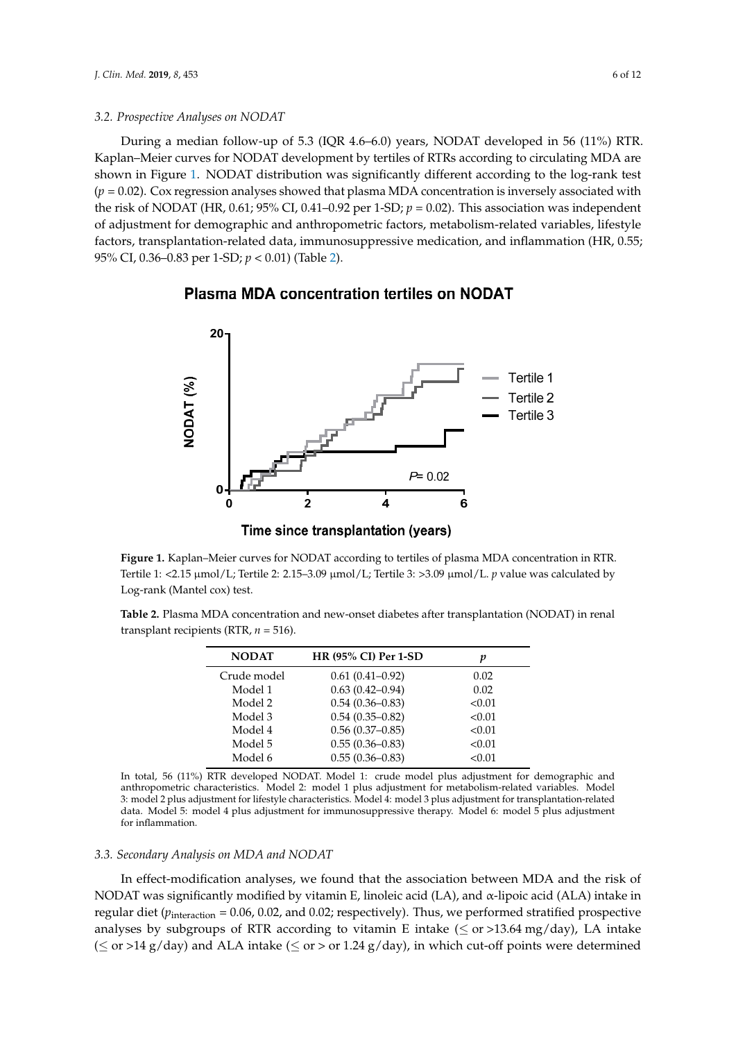### 3.2. Prospective Analyses on NODAT

During a median follow-up of 5.3 (IQR 4.6–6.0) years, NODAT developed in 56 (11%) RTR. Kaplan–Meier curves for NODAT development by tertiles of RTRs according to circulating MDA are shown in Figure 1. NODAT distribution was significantly different according to the log-rank test ($p = 0.02$). Cox regression analyses showed that plasma MDA concentration is inversely associated with the risk of NODAT (HR, 0.61; 95% CI, 0.41–0.92 per 1-SD; $p = 0.02$). This association was independent of adjustment for demographic and anthropometric factors, metabolism-related variables, lifestyle factors, transplantation-related data, immunosuppressive medication, and inflammation (HR, 0.55; 95% CI, 0.36–0.83 per 1-SD; $p < 0.01$) (Table 2).

**Figure 1.** Kaplan–Meier curves for NODAT according to tertiles of plasma MDA concentration in RTR. Tertile 1: <2.15 μmol/L; Tertile 2: 2.15–3.09 μmol/L; Tertile 3: >3.09 μmol/L. *p* value was calculated by Log-rank (Mantel cox) test.

**Table 2.** Plasma MDA concentration and new-onset diabetes after transplantation (NODAT) in renal transplant recipients (RTR, $n = 516$).

| NODAT | HR (95% CI) Per 1-SD | *p* |
|---|---|---|
| Crude model | 0.61 (0.41–0.92) | 0.02 |
| Model 1 | 0.63 (0.42–0.94) | 0.02 |
| Model 2 | 0.54 (0.36–0.83) | <0.01 |
| Model 3 | 0.54 (0.35–0.82) | <0.01 |
| Model 4 | 0.56 (0.37–0.85) | <0.01 |
| Model 5 | 0.55 (0.36–0.83) | <0.01 |
| Model 6 | 0.55 (0.36–0.83) | <0.01 |

In total, 56 (11%) RTR developed NODAT. Model 1: crude model plus adjustment for demographic and anthropometric characteristics. Model 2: model 1 plus adjustment for metabolism-related variables. Model 3: model 2 plus adjustment for lifestyle characteristics. Model 4: model 3 plus adjustment for transplantation-related data. Model 5: model 4 plus adjustment for immunosuppressive therapy. Model 6: model 5 plus adjustment for inflammation.

### 3.3. Secondary Analysis on MDA and NODAT

In effect-modification analyses, we found that the association between MDA and the risk of NODAT was significantly modified by vitamin E, linoleic acid (LA), and α-lipoic acid (ALA) intake in regular diet ($p_{interaction} = 0.06$, 0.02, and 0.02; respectively). Thus, we performed stratified prospective analyses by subgroups of RTR according to vitamin E intake (≤ or >13.64 mg/day), LA intake (≤ or >14 g/day) and ALA intake (≤ or > or 1.24 g/day), in which cut-off points were determined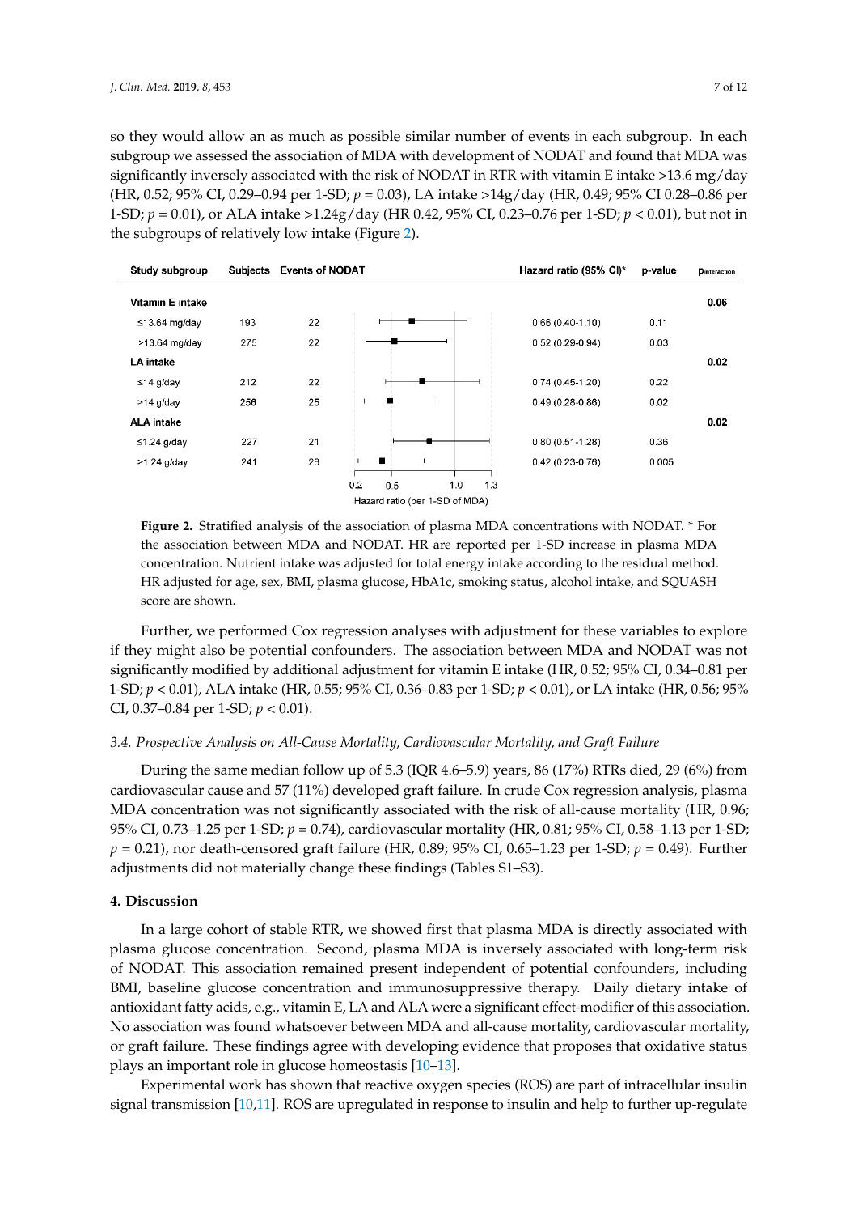so they would allow an as much as possible similar number of events in each subgroup. In each subgroup we assessed the association of MDA with development of NODAT and found that MDA was significantly inversely associated with the risk of NODAT in RTR with vitamin E intake >13.6 mg/day (HR, 0.52; 95% CI, 0.29–0.94 per 1-SD; $p = 0.03$), LA intake >14g/day (HR, 0.49; 95% CI 0.28–0.86 per 1-SD; $p = 0.01$), or ALA intake >1.24g/day (HR 0.42, 95% CI, 0.23–0.76 per 1-SD; $p < 0.01$), but not in the subgroups of relatively low intake (Figure 2).

| Study subgroup | Subjects | Events of NODAT | Hazard ratio (95% CI)* | p-value | $p_{interaction}$ |
|---|---|---|---|---|---|
| **Vitamin E intake** | | | | | **0.06** |
| ≤13.64 mg/day | 193 | 22 | 0.66 (0.40-1.10) | 0.11 | |
| >13.64 mg/day | 275 | 22 | 0.52 (0.29-0.94) | 0.03 | |
| **LA intake** | | | | | **0.02** |
| ≤14 g/day | 212 | 22 | 0.74 (0.45-1.20) | 0.22 | |
| >14 g/day | 256 | 25 | 0.49 (0.28-0.86) | 0.02 | |
| **ALA intake** | | | | | **0.02** |
| ≤1.24 g/day | 227 | 21 | 0.80 (0.51-1.28) | 0.36 | |
| >1.24 g/day | 241 | 26 | 0.42 (0.23-0.76) | 0.005 | |

**Figure 2.** Stratified analysis of the association of plasma MDA concentrations with NODAT. * For the association between MDA and NODAT. HR are reported per 1-SD increase in plasma MDA concentration. Nutrient intake was adjusted for total energy intake according to the residual method. HR adjusted for age, sex, BMI, plasma glucose, HbA1c, smoking status, alcohol intake, and SQUASH score are shown.

Further, we performed Cox regression analyses with adjustment for these variables to explore if they might also be potential confounders. The association between MDA and NODAT was not significantly modified by additional adjustment for vitamin E intake (HR, 0.52; 95% CI, 0.34–0.81 per 1-SD; $p < 0.01$), ALA intake (HR, 0.55; 95% CI, 0.36–0.83 per 1-SD; $p < 0.01$), or LA intake (HR, 0.56; 95% CI, 0.37–0.84 per 1-SD; $p < 0.01$).

### *3.4. Prospective Analysis on All-Cause Mortality, Cardiovascular Mortality, and Graft Failure*

During the same median follow up of 5.3 (IQR 4.6–5.9) years, 86 (17%) RTRs died, 29 (6%) from cardiovascular cause and 57 (11%) developed graft failure. In crude Cox regression analysis, plasma MDA concentration was not significantly associated with the risk of all-cause mortality (HR, 0.96; 95% CI, 0.73–1.25 per 1-SD; $p = 0.74$), cardiovascular mortality (HR, 0.81; 95% CI, 0.58–1.13 per 1-SD; $p = 0.21$), nor death-censored graft failure (HR, 0.89; 95% CI, 0.65–1.23 per 1-SD; $p = 0.49$). Further adjustments did not materially change these findings (Tables S1–S3).

## 4. Discussion

In a large cohort of stable RTR, we showed first that plasma MDA is directly associated with plasma glucose concentration. Second, plasma MDA is inversely associated with long-term risk of NODAT. This association remained present independent of potential confounders, including BMI, baseline glucose concentration and immunosuppressive therapy. Daily dietary intake of antioxidant fatty acids, e.g., vitamin E, LA and ALA were a significant effect-modifier of this association. No association was found whatsoever between MDA and all-cause mortality, cardiovascular mortality, or graft failure. These findings agree with developing evidence that proposes that oxidative status plays an important role in glucose homeostasis [10–13].

Experimental work has shown that reactive oxygen species (ROS) are part of intracellular insulin signal transmission [10,11]. ROS are upregulated in response to insulin and help to further up-regulate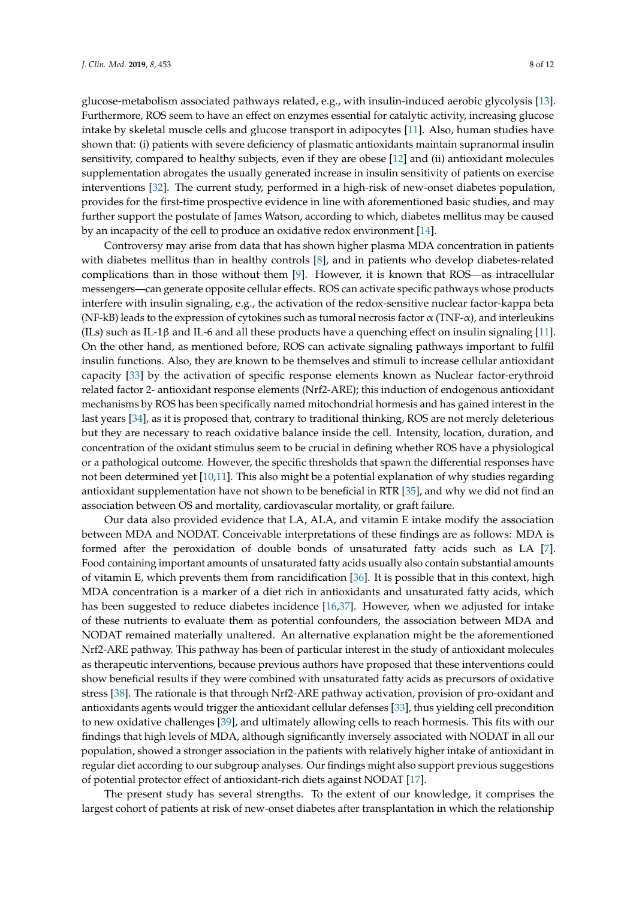glucose-metabolism associated pathways related, e.g., with insulin-induced aerobic glycolysis [13]. Furthermore, ROS seem to have an effect on enzymes essential for catalytic activity, increasing glucose intake by skeletal muscle cells and glucose transport in adipocytes [11]. Also, human studies have shown that: (i) patients with severe deficiency of plasmatic antioxidants maintain supranormal insulin sensitivity, compared to healthy subjects, even if they are obese [12] and (ii) antioxidant molecules supplementation abrogates the usually generated increase in insulin sensitivity of patients on exercise interventions [32]. The current study, performed in a high-risk of new-onset diabetes population, provides for the first-time prospective evidence in line with aforementioned basic studies, and may further support the postulate of James Watson, according to which, diabetes mellitus may be caused by an incapacity of the cell to produce an oxidative redox environment [14].

Controversy may arise from data that has shown higher plasma MDA concentration in patients with diabetes mellitus than in healthy controls [8], and in patients who develop diabetes-related complications than in those without them [9]. However, it is known that ROS—as intracellular messengers—can generate opposite cellular effects. ROS can activate specific pathways whose products interfere with insulin signaling, e.g., the activation of the redox-sensitive nuclear factor-kappa beta (NF-kB) leads to the expression of cytokines such as tumoral necrosis factor $\alpha$ (TNF-$\alpha$), and interleukins (ILs) such as IL-1$\beta$ and IL-6 and all these products have a quenching effect on insulin signaling [11]. On the other hand, as mentioned before, ROS can activate signaling pathways important to fulfil insulin functions. Also, they are known to be themselves and stimuli to increase cellular antioxidant capacity [33] by the activation of specific response elements known as Nuclear factor-erythroid related factor 2- antioxidant response elements (Nrf2-ARE); this induction of endogenous antioxidant mechanisms by ROS has been specifically named mitochondrial hormesis and has gained interest in the last years [34], as it is proposed that, contrary to traditional thinking, ROS are not merely deleterious but they are necessary to reach oxidative balance inside the cell. Intensity, location, duration, and concentration of the oxidant stimulus seem to be crucial in defining whether ROS have a physiological or a pathological outcome. However, the specific thresholds that spawn the differential responses have not been determined yet [10,11]. This also might be a potential explanation of why studies regarding antioxidant supplementation have not shown to be beneficial in RTR [35], and why we did not find an association between OS and mortality, cardiovascular mortality, or graft failure.

Our data also provided evidence that LA, ALA, and vitamin E intake modify the association between MDA and NODAT. Conceivable interpretations of these findings are as follows: MDA is formed after the peroxidation of double bonds of unsaturated fatty acids such as LA [7]. Food containing important amounts of unsaturated fatty acids usually also contain substantial amounts of vitamin E, which prevents them from rancidification [36]. It is possible that in this context, high MDA concentration is a marker of a diet rich in antioxidants and unsaturated fatty acids, which has been suggested to reduce diabetes incidence [16,37]. However, when we adjusted for intake of these nutrients to evaluate them as potential confounders, the association between MDA and NODAT remained materially unaltered. An alternative explanation might be the aforementioned Nrf2-ARE pathway. This pathway has been of particular interest in the study of antioxidant molecules as therapeutic interventions, because previous authors have proposed that these interventions could show beneficial results if they were combined with unsaturated fatty acids as precursors of oxidative stress [38]. The rationale is that through Nrf2-ARE pathway activation, provision of pro-oxidant and antioxidants agents would trigger the antioxidant cellular defenses [33], thus yielding cell precondition to new oxidative challenges [39], and ultimately allowing cells to reach hormesis. This fits with our findings that high levels of MDA, although significantly inversely associated with NODAT in all our population, showed a stronger association in the patients with relatively higher intake of antioxidant in regular diet according to our subgroup analyses. Our findings might also support previous suggestions of potential protector effect of antioxidant-rich diets against NODAT [17].

The present study has several strengths. To the extent of our knowledge, it comprises the largest cohort of patients at risk of new-onset diabetes after transplantation in which the relationship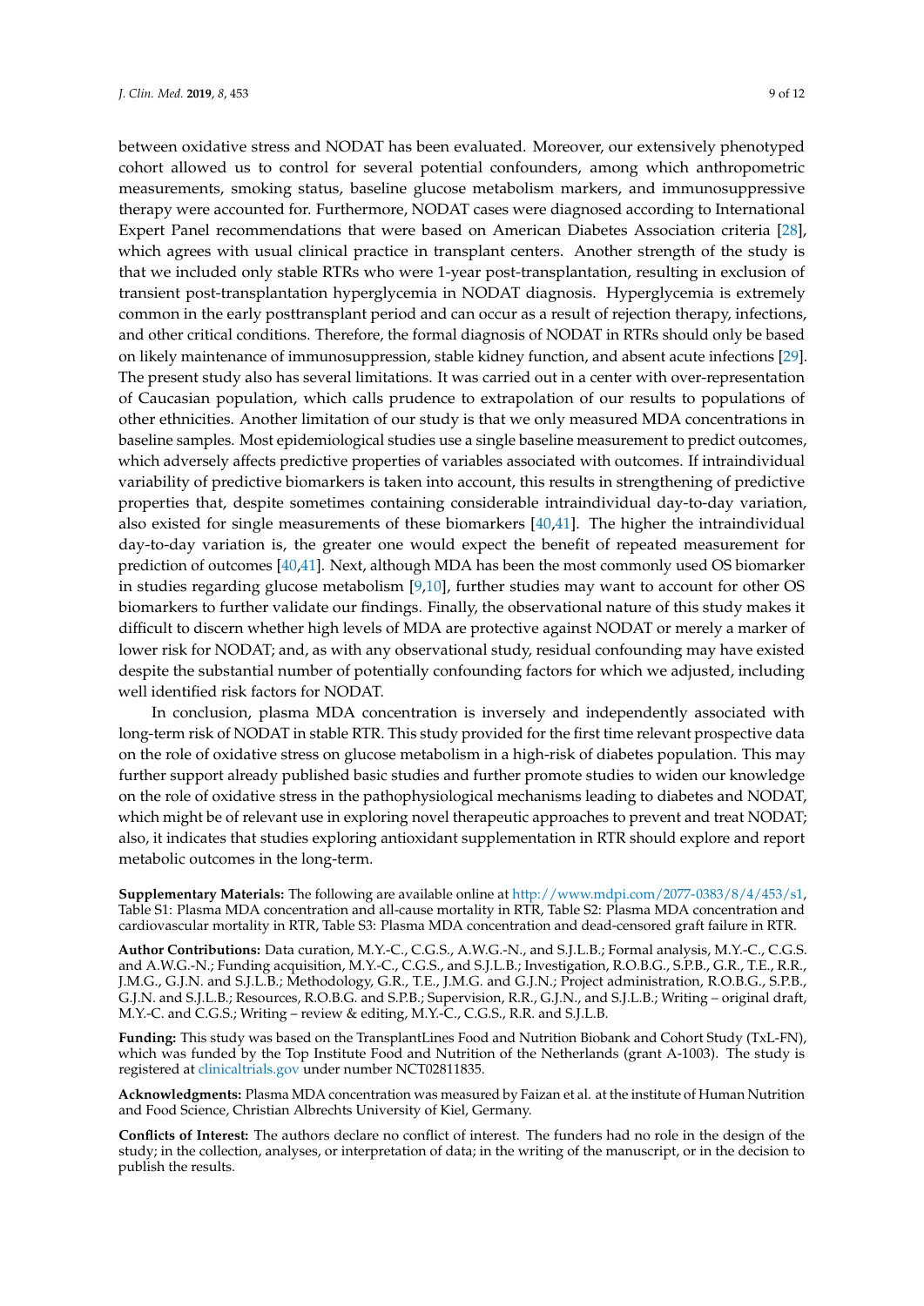between oxidative stress and NODAT has been evaluated. Moreover, our extensively phenotyped cohort allowed us to control for several potential confounders, among which anthropometric measurements, smoking status, baseline glucose metabolism markers, and immunosuppressive therapy were accounted for. Furthermore, NODAT cases were diagnosed according to International Expert Panel recommendations that were based on American Diabetes Association criteria [28], which agrees with usual clinical practice in transplant centers. Another strength of the study is that we included only stable RTRs who were 1-year post-transplantation, resulting in exclusion of transient post-transplantation hyperglycemia in NODAT diagnosis. Hyperglycemia is extremely common in the early posttransplant period and can occur as a result of rejection therapy, infections, and other critical conditions. Therefore, the formal diagnosis of NODAT in RTRs should only be based on likely maintenance of immunosuppression, stable kidney function, and absent acute infections [29]. The present study also has several limitations. It was carried out in a center with over-representation of Caucasian population, which calls prudence to extrapolation of our results to populations of other ethnicities. Another limitation of our study is that we only measured MDA concentrations in baseline samples. Most epidemiological studies use a single baseline measurement to predict outcomes, which adversely affects predictive properties of variables associated with outcomes. If intraindividual variability of predictive biomarkers is taken into account, this results in strengthening of predictive properties that, despite sometimes containing considerable intraindividual day-to-day variation, also existed for single measurements of these biomarkers [40,41]. The higher the intraindividual day-to-day variation is, the greater one would expect the benefit of repeated measurement for prediction of outcomes [40,41]. Next, although MDA has been the most commonly used OS biomarker in studies regarding glucose metabolism [9,10], further studies may want to account for other OS biomarkers to further validate our findings. Finally, the observational nature of this study makes it difficult to discern whether high levels of MDA are protective against NODAT or merely a marker of lower risk for NODAT; and, as with any observational study, residual confounding may have existed despite the substantial number of potentially confounding factors for which we adjusted, including well identified risk factors for NODAT.

In conclusion, plasma MDA concentration is inversely and independently associated with long-term risk of NODAT in stable RTR. This study provided for the first time relevant prospective data on the role of oxidative stress on glucose metabolism in a high-risk of diabetes population. This may further support already published basic studies and further promote studies to widen our knowledge on the role of oxidative stress in the pathophysiological mechanisms leading to diabetes and NODAT, which might be of relevant use in exploring novel therapeutic approaches to prevent and treat NODAT; also, it indicates that studies exploring antioxidant supplementation in RTR should explore and report metabolic outcomes in the long-term.

**Supplementary Materials:** The following are available online at http://www.mdpi.com/2077-0383/8/4/453/s1, Table S1: Plasma MDA concentration and all-cause mortality in RTR, Table S2: Plasma MDA concentration and cardiovascular mortality in RTR, Table S3: Plasma MDA concentration and dead-censored graft failure in RTR.

**Author Contributions:** Data curation, M.Y.-C., C.G.S., A.W.G.-N., and S.J.L.B.; Formal analysis, M.Y.-C., C.G.S. and A.W.G.-N.; Funding acquisition, M.Y.-C., C.G.S., and S.J.L.B.; Investigation, R.O.B.G., S.P.B., G.R., T.E., R.R., J.M.G., G.J.N. and S.J.L.B.; Methodology, G.R., T.E., J.M.G. and G.J.N.; Project administration, R.O.B.G., S.P.B., G.J.N. and S.J.L.B.; Resources, R.O.B.G. and S.P.B.; Supervision, R.R., G.J.N., and S.J.L.B.; Writing – original draft, M.Y.-C. and C.G.S.; Writing – review & editing, M.Y.-C., C.G.S., R.R. and S.J.L.B.

**Funding:** This study was based on the TransplantLines Food and Nutrition Biobank and Cohort Study (TxL-FN), which was funded by the Top Institute Food and Nutrition of the Netherlands (grant A-1003). The study is registered at clinicaltrials.gov under number NCT02811835.

**Acknowledgments:** Plasma MDA concentration was measured by Faizan et al. at the institute of Human Nutrition and Food Science, Christian Albrechts University of Kiel, Germany.

**Conflicts of Interest:** The authors declare no conflict of interest. The funders had no role in the design of the study; in the collection, analyses, or interpretation of data; in the writing of the manuscript, or in the decision to publish the results.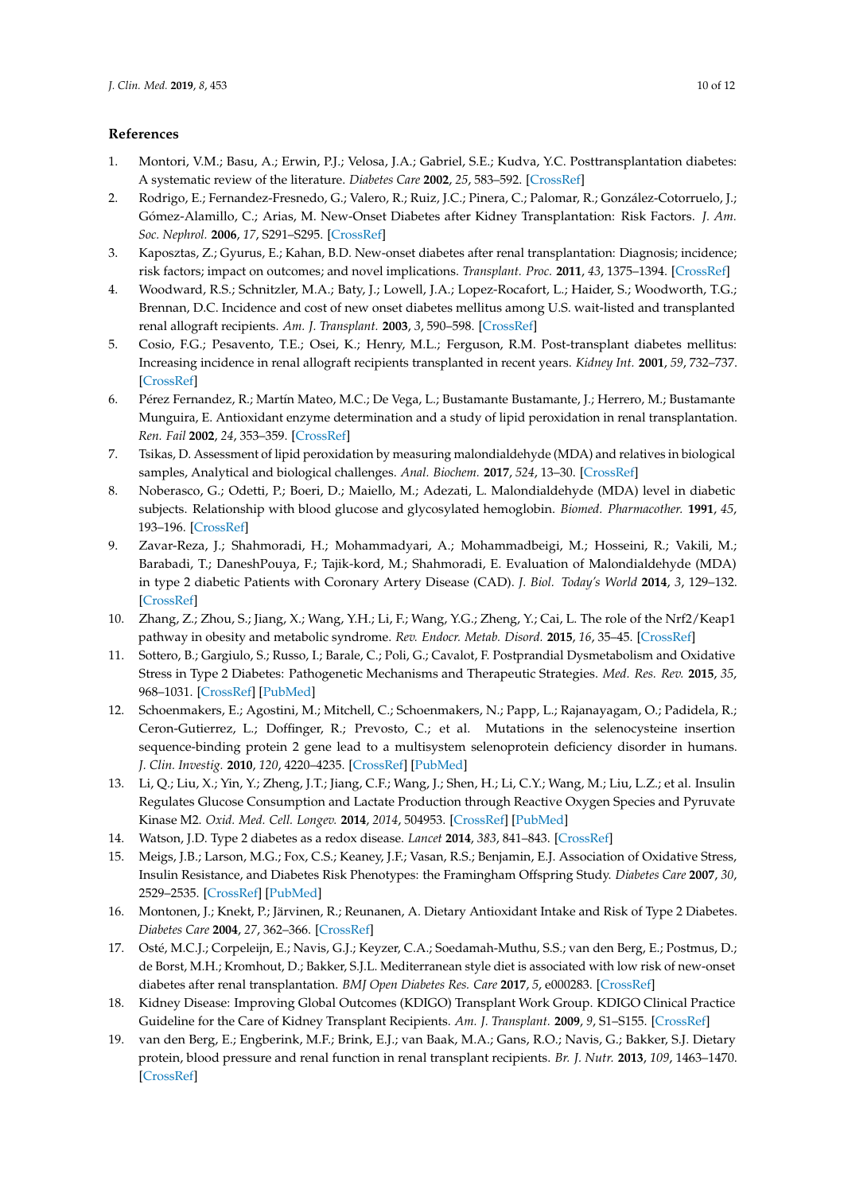## References

1. Montori, V.M.; Basu, A.; Erwin, P.J.; Velosa, J.A.; Gabriel, S.E.; Kudva, Y.C. Posttransplantation diabetes: A systematic review of the literature. *Diabetes Care* **2002**, *25*, 583–592. [CrossRef]
2. Rodrigo, E.; Fernandez-Fresnedo, G.; Valero, R.; Ruiz, J.C.; Pinera, C.; Palomar, R.; González-Cotorruelo, J.; Gómez-Alamillo, C.; Arias, M. New-Onset Diabetes after Kidney Transplantation: Risk Factors. *J. Am. Soc. Nephrol.* **2006**, *17*, S291–S295. [CrossRef]
3. Kaposztas, Z.; Gyurus, E.; Kahan, B.D. New-onset diabetes after renal transplantation: Diagnosis; incidence; risk factors; impact on outcomes; and novel implications. *Transplant. Proc.* **2011**, *43*, 1375–1394. [CrossRef]
4. Woodward, R.S.; Schnitzler, M.A.; Baty, J.; Lowell, J.A.; Lopez-Rocafort, L.; Haider, S.; Woodworth, T.G.; Brennan, D.C. Incidence and cost of new onset diabetes mellitus among U.S. wait-listed and transplanted renal allograft recipients. *Am. J. Transplant.* **2003**, *3*, 590–598. [CrossRef]
5. Cosio, F.G.; Pesavento, T.E.; Osei, K.; Henry, M.L.; Ferguson, R.M. Post-transplant diabetes mellitus: Increasing incidence in renal allograft recipients transplanted in recent years. *Kidney Int.* **2001**, *59*, 732–737. [CrossRef]
6. Pérez Fernandez, R.; Martín Mateo, M.C.; De Vega, L.; Bustamante Bustamante, J.; Herrero, M.; Bustamante Munguira, E. Antioxidant enzyme determination and a study of lipid peroxidation in renal transplantation. *Ren. Fail* **2002**, *24*, 353–359. [CrossRef]
7. Tsikas, D. Assessment of lipid peroxidation by measuring malondialdehyde (MDA) and relatives in biological samples, Analytical and biological challenges. *Anal. Biochem.* **2017**, *524*, 13–30. [CrossRef]
8. Noberasco, G.; Odetti, P.; Boeri, D.; Maiello, M.; Adezati, L. Malondialdehyde (MDA) level in diabetic subjects. Relationship with blood glucose and glycosylated hemoglobin. *Biomed. Pharmacother.* **1991**, *45*, 193–196. [CrossRef]
9. Zavar-Reza, J.; Shahmoradi, H.; Mohammadyari, A.; Mohammadbeigi, M.; Hosseini, R.; Vakili, M.; Barabadi, T.; DaneshPouya, F.; Tajik-kord, M.; Shahmoradi, E. Evaluation of Malondialdehyde (MDA) in type 2 diabetic Patients with Coronary Artery Disease (CAD). *J. Biol. Today's World* **2014**, *3*, 129–132. [CrossRef]
10. Zhang, Z.; Zhou, S.; Jiang, X.; Wang, Y.H.; Li, F.; Wang, Y.G.; Zheng, Y.; Cai, L. The role of the Nrf2/Keap1 pathway in obesity and metabolic syndrome. *Rev. Endocr. Metab. Disord.* **2015**, *16*, 35–45. [CrossRef]
11. Sottero, B.; Gargiulo, S.; Russo, I.; Barale, C.; Poli, G.; Cavalot, F. Postprandial Dysmetabolism and Oxidative Stress in Type 2 Diabetes: Pathogenetic Mechanisms and Therapeutic Strategies. *Med. Res. Rev.* **2015**, *35*, 968–1031. [CrossRef] [PubMed]
12. Schoenmakers, E.; Agostini, M.; Mitchell, C.; Schoenmakers, N.; Papp, L.; Rajanayagam, O.; Padidela, R.; Ceron-Gutierrez, L.; Doffinger, R.; Prevosto, C.; et al. Mutations in the selenocysteine insertion sequence-binding protein 2 gene lead to a multisystem selenoprotein deficiency disorder in humans. *J. Clin. Investig.* **2010**, *120*, 4220–4235. [CrossRef] [PubMed]
13. Li, Q.; Liu, X.; Yin, Y.; Zheng, J.T.; Jiang, C.F.; Wang, J.; Shen, H.; Li, C.Y.; Wang, M.; Liu, L.Z.; et al. Insulin Regulates Glucose Consumption and Lactate Production through Reactive Oxygen Species and Pyruvate Kinase M2. *Oxid. Med. Cell. Longev.* **2014**, *2014*, 504953. [CrossRef] [PubMed]
14. Watson, J.D. Type 2 diabetes as a redox disease. *Lancet* **2014**, *383*, 841–843. [CrossRef]
15. Meigs, J.B.; Larson, M.G.; Fox, C.S.; Keaney, J.F.; Vasan, R.S.; Benjamin, E.J. Association of Oxidative Stress, Insulin Resistance, and Diabetes Risk Phenotypes: the Framingham Offspring Study. *Diabetes Care* **2007**, *30*, 2529–2535. [CrossRef] [PubMed]
16. Montonen, J.; Knekt, P.; Järvinen, R.; Reunanen, A. Dietary Antioxidant Intake and Risk of Type 2 Diabetes. *Diabetes Care* **2004**, *27*, 362–366. [CrossRef]
17. Osté, M.C.J.; Corpeleijn, E.; Navis, G.J.; Keyzer, C.A.; Soedamah-Muthu, S.S.; van den Berg, E.; Postmus, D.; de Borst, M.H.; Kromhout, D.; Bakker, S.J.L. Mediterranean style diet is associated with low risk of new-onset diabetes after renal transplantation. *BMJ Open Diabetes Res. Care* **2017**, *5*, e000283. [CrossRef]
18. Kidney Disease: Improving Global Outcomes (KDIGO) Transplant Work Group. KDIGO Clinical Practice Guideline for the Care of Kidney Transplant Recipients. *Am. J. Transplant.* **2009**, *9*, S1–S155. [CrossRef]
19. van den Berg, E.; Engberink, M.F.; Brink, E.J.; van Baak, M.A.; Gans, R.O.; Navis, G.; Bakker, S.J. Dietary protein, blood pressure and renal function in renal transplant recipients. *Br. J. Nutr.* **2013**, *109*, 1463–1470. [CrossRef]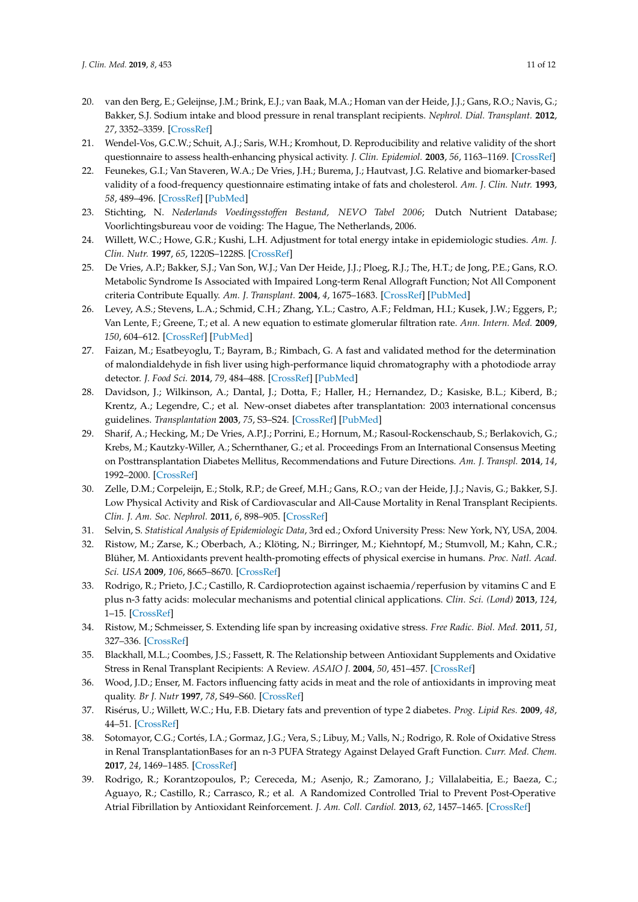20. van den Berg, E.; Geleijnse, J.M.; Brink, E.J.; van Baak, M.A.; Homan van der Heide, J.J.; Gans, R.O.; Navis, G.; Bakker, S.J. Sodium intake and blood pressure in renal transplant recipients. *Nephrol. Dial. Transplant.* **2012**, *27*, 3352–3359. [CrossRef]
21. Wendel-Vos, G.C.W.; Schuit, A.J.; Saris, W.H.; Kromhout, D. Reproducibility and relative validity of the short questionnaire to assess health-enhancing physical activity. *J. Clin. Epidemiol.* **2003**, *56*, 1163–1169. [CrossRef]
22. Feunekes, G.I.; Van Staveren, W.A.; De Vries, J.H.; Burema, J.; Hautvast, J.G. Relative and biomarker-based validity of a food-frequency questionnaire estimating intake of fats and cholesterol. *Am. J. Clin. Nutr.* **1993**, *58*, 489–496. [CrossRef] [PubMed]
23. Stichting, N. *Nederlands Voedingsstoffen Bestand, NEVO Tabel 2006*; Dutch Nutrient Database; Voorlichtingsbureau voor de voiding: The Hague, The Netherlands, 2006.
24. Willett, W.C.; Howe, G.R.; Kushi, L.H. Adjustment for total energy intake in epidemiologic studies. *Am. J. Clin. Nutr.* **1997**, *65*, 1220S–1228S. [CrossRef]
25. De Vries, A.P.; Bakker, S.J.; Van Son, W.J.; Van Der Heide, J.J.; Ploeg, R.J.; The, H.T.; de Jong, P.E.; Gans, R.O. Metabolic Syndrome Is Associated with Impaired Long-term Renal Allograft Function; Not All Component criteria Contribute Equally. *Am. J. Transplant.* **2004**, *4*, 1675–1683. [CrossRef] [PubMed]
26. Levey, A.S.; Stevens, L.A.; Schmid, C.H.; Zhang, Y.L.; Castro, A.F.; Feldman, H.I.; Kusek, J.W.; Eggers, P.; Van Lente, F.; Greene, T.; et al. A new equation to estimate glomerular filtration rate. *Ann. Intern. Med.* **2009**, *150*, 604–612. [CrossRef] [PubMed]
27. Faizan, M.; Esatbeyoglu, T.; Bayram, B.; Rimbach, G. A fast and validated method for the determination of malondialdehyde in fish liver using high-performance liquid chromatography with a photodiode array detector. *J. Food Sci.* **2014**, *79*, 484–488. [CrossRef] [PubMed]
28. Davidson, J.; Wilkinson, A.; Dantal, J.; Dotta, F.; Haller, H.; Hernandez, D.; Kasiske, B.L.; Kiberd, B.; Krentz, A.; Legendre, C.; et al. New-onset diabetes after transplantation: 2003 international concensus guidelines. *Transplantation* **2003**, *75*, S3–S24. [CrossRef] [PubMed]
29. Sharif, A.; Hecking, M.; De Vries, A.P.J.; Porrini, E.; Hornum, M.; Rasoul-Rockenschaub, S.; Berlakovich, G.; Krebs, M.; Kautzky-Willer, A.; Schernthaner, G.; et al. Proceedings From an International Consensus Meeting on Posttransplantation Diabetes Mellitus, Recommendations and Future Directions. *Am. J. Transpl.* **2014**, *14*, 1992–2000. [CrossRef]
30. Zelle, D.M.; Corpeleijn, E.; Stolk, R.P.; de Greef, M.H.; Gans, R.O.; van der Heide, J.J.; Navis, G.; Bakker, S.J. Low Physical Activity and Risk of Cardiovascular and All-Cause Mortality in Renal Transplant Recipients. *Clin. J. Am. Soc. Nephrol.* **2011**, *6*, 898–905. [CrossRef]
31. Selvin, S. *Statistical Analysis of Epidemiologic Data*, 3rd ed.; Oxford University Press: New York, NY, USA, 2004.
32. Ristow, M.; Zarse, K.; Oberbach, A.; Klöting, N.; Birringer, M.; Kiehntopf, M.; Stumvoll, M.; Kahn, C.R.; Blüher, M. Antioxidants prevent health-promoting effects of physical exercise in humans. *Proc. Natl. Acad. Sci. USA* **2009**, *106*, 8665–8670. [CrossRef]
33. Rodrigo, R.; Prieto, J.C.; Castillo, R. Cardioprotection against ischaemia/reperfusion by vitamins C and E plus n-3 fatty acids: molecular mechanisms and potential clinical applications. *Clin. Sci. (Lond)* **2013**, *124*, 1–15. [CrossRef]
34. Ristow, M.; Schmeisser, S. Extending life span by increasing oxidative stress. *Free Radic. Biol. Med.* **2011**, *51*, 327–336. [CrossRef]
35. Blackhall, M.L.; Coombes, J.S.; Fassett, R. The Relationship between Antioxidant Supplements and Oxidative Stress in Renal Transplant Recipients: A Review. *ASAIO J.* **2004**, *50*, 451–457. [CrossRef]
36. Wood, J.D.; Enser, M. Factors influencing fatty acids in meat and the role of antioxidants in improving meat quality. *Br J. Nutr* **1997**, *78*, S49–S60. [CrossRef]
37. Risérus, U.; Willett, W.C.; Hu, F.B. Dietary fats and prevention of type 2 diabetes. *Prog. Lipid Res.* **2009**, *48*, 44–51. [CrossRef]
38. Sotomayor, C.G.; Cortés, I.A.; Gormaz, J.G.; Vera, S.; Libuy, M.; Valls, N.; Rodrigo, R. Role of Oxidative Stress in Renal TransplantationBases for an n-3 PUFA Strategy Against Delayed Graft Function. *Curr. Med. Chem.* **2017**, *24*, 1469–1485. [CrossRef]
39. Rodrigo, R.; Korantzopoulos, P.; Cereceda, M.; Asenjo, R.; Zamorano, J.; Villalabeitia, E.; Baeza, C.; Aguayo, R.; Castillo, R.; Carrasco, R.; et al. A Randomized Controlled Trial to Prevent Post-Operative Atrial Fibrillation by Antioxidant Reinforcement. *J. Am. Coll. Cardiol.* **2013**, *62*, 1457–1465. [CrossRef]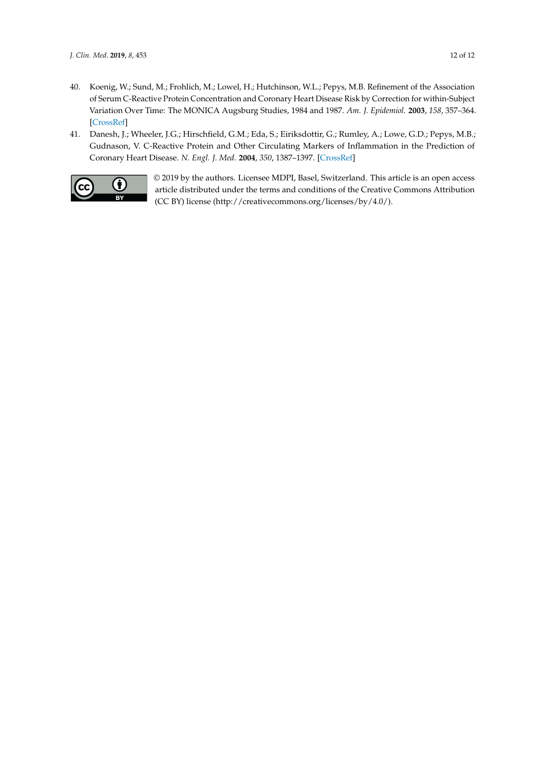40. Koenig, W.; Sund, M.; Frohlich, M.; Lowel, H.; Hutchinson, W.L.; Pepys, M.B. Refinement of the Association of Serum C-Reactive Protein Concentration and Coronary Heart Disease Risk by Correction for within-Subject Variation Over Time: The MONICA Augsburg Studies, 1984 and 1987. *Am. J. Epidemiol.* **2003**, *158*, 357–364. [CrossRef]
41. Danesh, J.; Wheeler, J.G.; Hirschfield, G.M.; Eda, S.; Eiriksdottir, G.; Rumley, A.; Lowe, G.D.; Pepys, M.B.; Gudnason, V. C-Reactive Protein and Other Circulating Markers of Inflammation in the Prediction of Coronary Heart Disease. *N. Engl. J. Med.* **2004**, *350*, 1387–1397. [CrossRef]

© 2019 by the authors. Licensee MDPI, Basel, Switzerland. This article is an open access article distributed under the terms and conditions of the Creative Commons Attribution (CC BY) license (http://creativecommons.org/licenses/by/4.0/).